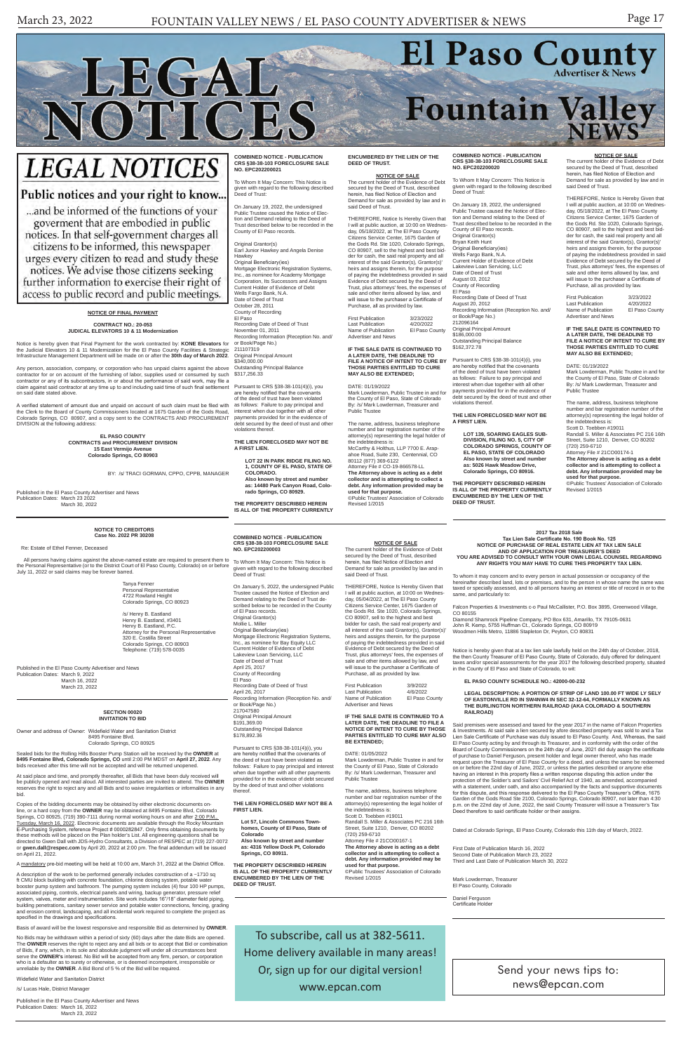# LEGAL NOTICES

## El Paso County Advertiser & News / Fountain Valley NEWS

# LEGAL NOTICES

## Public notices and your right to know...

...and be informed of the functions of your goverment that are embodied in public notices. In that self-government charges all citizens to be informed, this newspaper urges every citizen to read and study these notices. We advise those citizens seeking further information to exercise their right of access to public record and public meetings.

---

### NOTICE OF FINAL PAYMENT

**CONTRACT NO.: 20-053**
**JUDICAL ELEVATORS 10 & 11 Modernization**

Notice is hereby given that Final Payment for the work contracted by: **KONE Elevators** for the Judicial Elevators 10 & 11 Modernization for the El Paso County Facilities & Strategic Infrastructure Management Department will be made on or after the **30th day of March 2022**.

Any person, association, company, or corporation who has unpaid claims against the above contractor for or on account of the furnishing of labor, supplies used or consumed by such contractor or any of its subcontractors, in or about the performance of said work, may file a claim against said contractor at any time up to and including said time of such final settlement on said date stated above.

A verified statement of amount due and unpaid on account of such claim must be filed with the Clerk to the Board of County Commissioners located at 1675 Garden of the Gods Road, Colorado Springs, CO 80907, and a copy sent to the CONTRACTS AND PROCUREMENT DIVISION at the following address:

**EL PASO COUNTY**
**CONTRACTS and PROCUREMENT DIVISION**
**15 East Vermijo Avenue**
**Colorado Springs, CO 80903**

BY: /s/ TRACI GORMAN, CPPO, CPPB, MANAGER

Published in the El Paso County Advertiser and News
Publication Dates: March 23 2022
March 30, 2022

---

### COMBINED NOTICE - PUBLICATION CRS §38-38-103 FORECLOSURE SALE NO. EPC202200021

To Whom It May Concern: This Notice is given with regard to the following described Deed of Trust:

On January 19, 2022, the undersigned Public Trustee caused the Notice of Election and Demand relating to the Deed of Trust described below to be recorded in the County of El Paso records.

Original Grantor(s)
Earl Junior Hawkey and Angela Denise Hawkey
Original Beneficiary(ies)
Mortgage Electronic Registration Systems, Inc., as nominee for Academy Mortgage Corporation, Its Successors and Assigns
Current Holder of Evidence of Debt
Wells Fargo Bank, N.A.
Date of Deed of Trust
October 28, 2011
County of Recording
El Paso
Recording Date of Deed of Trust
November 01, 2011
Recording Information (Reception No. and/or Book/Page No.)
211107319
Original Principal Amount
$340,000.00
Outstanding Principal Balance
$317,256.33

Pursuant to CRS §38-38-101(4)(i), you are hereby notified that the covenants of the deed of trust have been violated as follows: Failure to pay principal and interest when due together with all other payments provided for in the evidence of debt secured by the deed of trust and other violations thereof.

**THE LIEN FORECLOSED MAY NOT BE A FIRST LIEN.**

**LOT 22 IN PARK RIDGE FILING NO. 1, COUNTY OF EL PASO, STATE OF COLORADO.**
**Also known by street and number as: 14480 Park Canyon Road, Colorado Springs, CO 80929.**

**THE PROPERTY DESCRIBED HEREIN IS ALL OF THE PROPERTY CURRENTLY ENCUMBERED BY THE LIEN OF THE DEED OF TRUST.**

#### NOTICE OF SALE

The current holder of the Evidence of Debt secured by the Deed of Trust, described herein, has filed Notice of Election and Demand for sale as provided by law and in said Deed of Trust.

THEREFORE, Notice Is Hereby Given that I will at public auction, at 10:00 on Wednesday, 05/18/2022, at The El Paso County Citizens Service Center, 1675 Garden of the Gods Rd. Ste 1020, Colorado Springs, CO 80907, sell to the highest and best bidder for cash, the said real property and all interest of the said Grantor(s), Grantor(s)' heirs and assigns therein, for the purpose of paying the indebtedness provided in said Evidence of Debt secured by the Deed of Trust, plus attorneys' fees, the expenses of sale and other items allowed by law, and will issue to the purchaser a Certificate of Purchase, all as provided by law.

| | |
|---|---|
| First Publication | 3/23/2022 |
| Last Publication | 4/20/2022 |
| Name of Publication | El Paso County Advertiser and News |

**IF THE SALE DATE IS CONTINUED TO A LATER DATE, THE DEADLINE TO FILE A NOTICE OF INTENT TO CURE BY THOSE PARTIES ENTITLED TO CURE MAY ALSO BE EXTENDED;**

DATE: 01/19/2022
Mark Lowderman, Public Trustee in and for the County of El Paso, State of Colorado
By: /s/ Mark Lowderman, Treasurer and Public Trustee

The name, address, business telephone number and bar registration number of the attorney(s) representing the legal holder of the indebtedness is:
McCarthy & Holthus, LLP 7700 E. Arapahoe Road, Suite 230, Centennial, CO 80112 (877) 369-6122
Attorney File # CO-19-866578-LL
**The Attorney above is acting as a debt collector and is attempting to collect a debt. Any information provided may be used for that purpose.**
©Public Trustees' Association of Colorado Revised 1/2015

---

### COMBINED NOTICE - PUBLICATION CRS §38-38-103 FORECLOSURE SALE NO. EPC202200020

To Whom It May Concern: This Notice is given with regard to the following described Deed of Trust:

On January 19, 2022, the undersigned Public Trustee caused the Notice of Election and Demand relating to the Deed of Trust described below to be recorded in the County of El Paso records.

Original Grantor(s)
Bryan Keith Hunt
Original Beneficiary(ies)
Wells Fargo Bank, N.A.
Current Holder of Evidence of Debt
Lakeview Loan Servicing, LLC
Date of Deed of Trust
August 03, 2012
County of Recording
El Paso
Recording Date of Deed of Trust
August 20, 2012
Recording Information (Reception No. and/or Book/Page No.)
212096164
Original Principal Amount
$186,000.00
Outstanding Principal Balance
$162,372.78

Pursuant to CRS §38-38-101(4)(i), you are hereby notified that the covenants of the deed of trust have been violated as follows: Failure to pay principal and interest when due together with all other payments provided for in the evidence of debt secured by the deed of trust and other violations thereof.

**THE LIEN FORECLOSED MAY NOT BE A FIRST LIEN.**

**LOT 139, SOARING EAGLES SUBDIVISION, FILING NO. 5, CITY OF COLORADO SPRINGS, COUNTY OF EL PASO, STATE OF COLORADO**
**Also known by street and number as: 5026 Hawk Meadow Drive, Colorado Springs, CO 80916.**

**THE PROPERTY DESCRIBED HEREIN IS ALL OF THE PROPERTY CURRENTLY ENCUMBERED BY THE LIEN OF THE DEED OF TRUST.**

#### NOTICE OF SALE

The current holder of the Evidence of Debt secured by the Deed of Trust, described herein, has filed Notice of Election and Demand for sale as provided by law and in said Deed of Trust.

THEREFORE, Notice Is Hereby Given that I will at public auction, at 10:00 on Wednesday, 05/18/2022, at The El Paso County Citizens Service Center, 1675 Garden of the Gods Rd. Ste 1020, Colorado Springs, CO 80907, sell to the highest and best bidder for cash, the said real property and all interest of the said Grantor(s), Grantor(s)' heirs and assigns therein, for the purpose of paying the indebtedness provided in said Evidence of Debt secured by the Deed of Trust, plus attorneys' fees, the expenses of sale and other items allowed by law, and will issue to the purchaser a Certificate of Purchase, all as provided by law.

| | |
|---|---|
| First Publication | 3/23/2022 |
| Last Publication | 4/20/2022 |
| Name of Publication | El Paso County Advertiser and News |

**IF THE SALE DATE IS CONTINUED TO A LATER DATE, THE DEADLINE TO FILE A NOTICE OF INTENT TO CURE BY THOSE PARTIES ENTITLED TO CURE MAY ALSO BE EXTENDED;**

DATE: 01/19/2022
Mark Lowderman, Public Trustee in and for the County of El Paso, State of Colorado
By: /s/ Mark Lowderman, Treasurer and Public Trustee

The name, address, business telephone number and bar registration number of the attorney(s) representing the legal holder of the indebtedness is:
Scott D. Toebben #19011
Randall S. Miller & Associates PC 216 16th Street, Suite 1210, Denver, CO 80202
(720) 259-6710
Attorney File # 21CO00174-1
**The Attorney above is acting as a debt collector and is attempting to collect a debt. Any information provided may be used for that purpose.**
©Public Trustees' Association of Colorado Revised 1/2015

---

### NOTICE TO CREDITORS
**Case No. 2022 PR 30208**

Re: Estate of Ethel Fenner, Deceased

All persons having claims against the above-named estate are required to present them to the Personal Representative (or to the District Court of El Paso County, Colorado) on or before July 11, 2022 or said claims may be forever barred.

Tanya Fenner
Personal Representative
4722 Rowland Height
Colorado Springs, CO 80923

/s/ Henry B. Eastland
Henry B. Eastland, #3401
Henry B. Eastland, P.C.
Attorney for the Personal Representative
320 E. Costilla Street
Colorado Springs, CO 80903
Telephone: (719) 578-0035

Published in the El Paso County Advertiser and News
Publication Dates: March 9, 2022
March 16, 2022
March 23, 2022

---

### SECTION 00020
### INVITATION TO BID

Owner and address of Owner: Widefield Water and Sanitation District
8495 Fontaine Blvd.
Colorado Springs, CO 80925

Sealed bids for the Rolling Hills Booster Pump Station will be received by the **OWNER** at **8495 Fontaine Blvd, Colorado Springs, CO** until 2:00 PM MDST on **April 27, 2022**. Any bids received after this time will not be accepted and will be returned unopened.

At said place and time, and promptly thereafter, all Bids that have been duly received will be publicly opened and read aloud. All interested parties are invited to attend. The **OWNER** reserves the right to reject any and all Bids and to waive irregularities or informalities in any bid.

Copies of the bidding documents may be obtained by either electronic documents on-line, or a hard copy from the **OWNER** may be obtained at 8495 Fontaine Blvd, Colorado Springs, CO 80925, (719) 390-7111 during normal working hours on and after 2:00 P.M., Tuesday, March 16, 2022. Electronic documents are available through the Rocky Mountain E-Purchasing System, reference Project # 0000282847. Only firms obtaining documents by these methods will be placed on the Plan holder's List. All engineering questions shall be directed to Gwen Dall with JDS-Hydro Consultants, a Division of RESPEC at (719) 227-0072 or **gwen.dall@respec.com** by April 20, 2022 at 2:00 pm. The final addendum will be issued on April 21, 2022.

A mandatory pre-bid meeting will be held at 10:00 am, March 31, 2022 at the District Office.

A description of the work to be performed generally includes construction of a ~1710 sq ft CMU block building with concrete foundation, chlorine dosing system, potable water booster pump system and bathroom. The pumping system includes (4) four 100 HP pumps, associated piping, controls, electrical panels and wiring, backup generator, pressure relief system, valves, meter and instrumentation. Site work includes 16"/18" diameter field piping, building penetrations, sanitary sewer service and potable water connections, fencing, grading and erosion control, landscaping, and all incidental work required to complete the project as specified in the drawings and specifications.

Basis of award will be the lowest responsive and responsible Bid as determined by **OWNER**.

No Bids may be withdrawn within a period of sixty (60) days after the date Bids are opened. The **OWNER** reserves the right to reject any and all bids or to accept that Bid or combination of Bids, if any, which, in its sole and absolute judgment will under all circumstances best serve the **OWNER's** interest. No Bid will be accepted from any firm, person, or corporation who is a defaulter as to surety or otherwise, or is deemed incompetent, irresponsible or unreliable by the **OWNER**. A Bid Bond of 5 % of the Bid will be required.

Widefield Water and Sanitation District

/s/ Lucas Hale, District Manager

Published in the El Paso County Advertiser and News
Publication Dates: March 16, 2022
March 23, 2022

---

### COMBINED NOTICE - PUBLICATION CRS §38-38-103 FORECLOSURE SALE NO. EPC202200003

To Whom It May Concern: This Notice is given with regard to the following described Deed of Trust:

On January 5, 2022, the undersigned Public Trustee caused the Notice of Election and Demand relating to the Deed of Trust described below to be recorded in the County of El Paso records.

Original Grantor(s)
Mollie L. Miller
Original Beneficiary(ies)
Mortgage Electronic Registration Systems, Inc., as nominee for Bay Equity LLC
Current Holder of Evidence of Debt
Lakeview Loan Servicing, LLC
Date of Deed of Trust
April 25, 2017
County of Recording
El Paso
Recording Date of Deed of Trust
April 26, 2017
Recording Information (Reception No. and/or Book/Page No.)
217047580
Original Principal Amount
$191,369.00
Outstanding Principal Balance
$178,892.36

Pursuant to CRS §38-38-101(4)(i), you are hereby notified that the covenants of the deed of trust have been violated as follows: Failure to pay principal and interest when due together with all other payments provided for in the evidence of debt secured by the deed of trust and other violations thereof.

**THE LIEN FORECLOSED MAY NOT BE A FIRST LIEN.**

**Lot 57, Lincoln Commons Townhomes, County of El Paso, State of Colorado**
**Also known by street and number as: 4316 Yellow Dock Pt, Colorado Springs, CO 80911.**

**THE PROPERTY DESCRIBED HEREIN IS ALL OF THE PROPERTY CURRENTLY ENCUMBERED BY THE LIEN OF THE DEED OF TRUST.**

#### NOTICE OF SALE

The current holder of the Evidence of Debt secured by the Deed of Trust, described herein, has filed Notice of Election and Demand for sale as provided by law and in said Deed of Trust.

THEREFORE, Notice Is Hereby Given that I will at public auction, at 10:00 on Wednesday, 05/04/2022, at The El Paso County Citizens Service Center, 1675 Garden of the Gods Rd. Ste 1020, Colorado Springs, CO 80907, sell to the highest and best bidder for cash, the said real property and all interest of the said Grantor(s), Grantor(s)' heirs and assigns therein, for the purpose of paying the indebtedness provided in said Evidence of Debt secured by the Deed of Trust, plus attorneys' fees, the expenses of sale and other items allowed by law, and will issue to the purchaser a Certificate of Purchase, all as provided by law.

| | |
|---|---|
| First Publication | 3/9/2022 |
| Last Publication | 4/6/2022 |
| Name of Publication | El Paso County Advertiser and News |

**IF THE SALE DATE IS CONTINUED TO A LATER DATE, THE DEADLINE TO FILE A NOTICE OF INTENT TO CURE BY THOSE PARTIES ENTITLED TO CURE MAY ALSO BE EXTENDED;**

DATE: 01/05/2022
Mark Lowderman, Public Trustee in and for the County of El Paso, State of Colorado
By: /s/ Mark Lowderman, Treasurer and Public Trustee

The name, address, business telephone number and bar registration number of the attorney(s) representing the legal holder of the indebtedness is:
Scott D. Toebben #19011
Randall S. Miller & Associates PC 216 16th Street, Suite 1210, Denver, CO 80202
(720) 259-6710
Attorney File # 21CO00167-1
**The Attorney above is acting as a debt collector and is attempting to collect a debt. Any information provided may be used for that purpose.**
©Public Trustees' Association of Colorado Revised 1/2015

---

### 2017 Tax 2018 Sale
### Tax Lien Sale Certificate No. 190 Book No. 125
### NOTICE OF PURCHASE OF REAL ESTATE LIEN AT TAX LIEN SALE AND OF APPLICATION FOR TREASURER'S DEED
### YOU ARE ADVISED TO CONSULT WITH YOUR OWN LEGAL COUNSEL REGARDING ANY RIGHTS YOU MAY HAVE TO CURE THIS PROPERTY TAX LIEN.

To whom it may concern and to every person in actual possession or occupancy of the hereinafter described land, lots or premises, and to the person in whose name the same was taxed or specially assessed, and to all persons having an interest or title of record in or to the same, and particularly to:

Falcon Properties & Investments c-o Paul McCallister, P.O. Box 3895, Greenwood Village, CO 80155
Diamond Shamrock Pipeline Company, PO Box 631, Amarillo, TX 79105-0631
John R. Kemp, 5755 Huffman Ct., Colorado Springs, CO 80919
Woodmen Hills Metro, 11886 Stapleton Dr, Peyton, CO 80831

Notice is hereby given that at a tax lien sale lawfully held on the 24th day of October, 2018, the then County Treasurer of El Paso County, State of Colorado, duly offered for delinquent taxes and/or special assessments for the year 2017 the following described property, situated in the County of El Paso and State of Colorado, to wit:

**EL PASO COUNTY SCHEDULE NO.: 42000-00-232**

**LEGAL DESCRIPTION: A PORTION OF STRIP OF LAND 100.00 FT WIDE LY SELY OF EASTONVILLE RD IN SW4NW4 IN SEC 32-12-64, FORMALLY KNOWN AS THE BURLINGTON NORTHERN RAILROAD (AKA COLORADO & SOUTHERN RAILROAD)**

Said premises were assessed and taxed for the year 2017 in the name of Falcon Properties & Investments. At said sale a lien secured by afore described property was sold to and a Tax Lien Sale Certificate of Purchase was duly issued to El Paso County. And, Whereas, the said El Paso County acting by and through its Treasurer, and in conformity with the order of the Board of County Commissioners on the 24th day of June, 2021 did duly assign the certificate of purchase to Daniel Ferguson, present holder and legal owner thereof, who has made request upon the Treasurer of El Paso County for a deed, and unless the same be redeemed on or before the 22nd day of June, 2022, or unless the parties described or anyone else having an interest in this property files a written response disputing this action under the protection of the Soldier's and Sailors' Civil Relief Act of 1940, as amended, accompanied with a statement, under oath, and also accompanied by the facts and supportive documents for this dispute, and this response delivered to the El Paso County Treasurer's Office, 1675 Garden of the Gods Road Ste 2100, Colorado Springs, Colorado 80907, not later than 4:30 p.m. on the 22nd day of June, 2022, the said County Treasurer will issue a Treasurer's Tax Deed therefore to said certificate holder or their assigns.

Dated at Colorado Springs, El Paso County, Colorado this 11th day of March, 2022.

First Date of Publication March 16, 2022
Second Date of Publication March 23, 2022
Third and Last Date of Publication March 30, 2022

Mark Lowderman, Treasurer
El Paso County, Colorado

Daniel Ferguson
Certificate Holder

---

To subscribe, call us at 382-5611. Home delivery available in many areas! Or, sign up for our digital version! www.epcan.com

Send your news tips to: news@epcan.com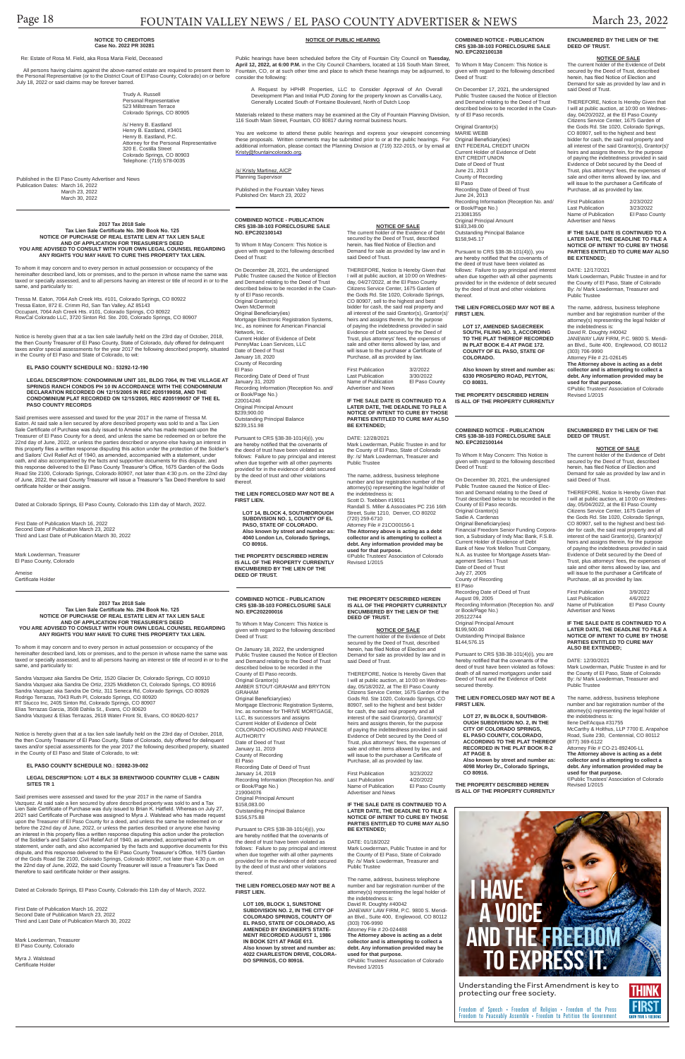### NOTICE TO CREDITORS
### Case No. 2022 PR 30281

Re: Estate of Rosa M. Field, aka Rosa Maria Field, Deceased

All persons having claims against the above-named estate are required to present them to the Personal Representative (or to the District Court of El Paso County, Colorado) on or before July 18, 2022 or said claims may be forever barred.

Trudy A. Russell
Personal Representative
523 Millstream Terrace
Colorado Springs, CO 80905

/s/ Henry B. Eastland
Henry B. Eastland, #3401
Henry B. Eastland, P.C.
Attorney for the Personal Representative
320 E. Costilla Street
Colorado Springs, CO 80903
Telephone: (719) 578-0035

Published in the El Paso County Advertiser and News
Publication Dates: March 16, 2022
March 23, 2022
March 30, 2022

---

### 2017 Tax 2018 Sale
### Tax Lien Sale Certificate No. 390 Book No. 125
### NOTICE OF PURCHASE OF REAL ESTATE LIEN AT TAX LIEN SALE AND OF APPLICATION FOR TREASURER'S DEED
### YOU ARE ADVISED TO CONSULT WITH YOUR OWN LEGAL COUNSEL REGARDING ANY RIGHTS YOU MAY HAVE TO CURE THIS PROPERTY TAX LIEN.

To whom it may concern and to every person in actual possession or occupancy of the hereinafter described land, lots or premises, and to the person in whose name the same was taxed or specially assessed, and to all persons having an interest or title of record in or to the same, and particularly to:

Tressa M. Eaton, 7064 Ash Creek Hts. #101, Colorado Springs, CO 80922
Tressa Eaton, 872 E. Crimm Rd, San Tan Valley, AZ 85143
Occupant, 7064 Ash Creek Hts. #101, Colorado Springs, CO 80922
RowCal Colorado LLC, 3720 Sinton Rd. Ste. 200, Colorado Springs, CO 80907

Notice is hereby given that at a tax lien sale lawfully held on the 23rd day of October, 2018, the then County Treasurer of El Paso County, State of Colorado, duly offered for delinquent taxes and/or special assessments for the year 2017 the following described property, situated in the County of El Paso and State of Colorado, to wit:

**EL PASO COUNTY SCHEDULE NO.: 53292-12-190**

**LEGAL DESCRIPTION: CONDOMINIUM UNIT 101, BLDG 7064, IN THE VILLAGE AT SPRINGS RANCH CONDOS PH 10 IN ACCORDANCE WITH THE CONDOMINIUM DECLARATION RECORDED ON 12/15/2005 IN REC #205199058, AND THE CONDOMINIUM PLAT RECORDED ON 12/15/2005, REC #205199057 OF THE EL PASO COUNTY RECORDS**

Said premises were assessed and taxed for the year 2017 in the name of Tressa M. Eaton. At said sale a lien secured by afore described property was sold to and a Tax Lien Sale Certificate of Purchase was duly issued to Ameise who has made request upon the Treasurer of El Paso County for a deed, and unless the same be redeemed on or before the 22nd day of June, 2022, or unless the parties described or anyone else having an interest in this property files a written response disputing this action under the protection of the Soldier's and Sailors' Civil Relief Act of 1940, as amended, accompanied with a statement, under oath, and also providing all facts and supportive documents for this dispute, and this response delivered to the El Paso County Treasurer's Office, 1675 Garden of the Gods Road Ste 2100, Colorado Springs, Colorado 80907, not later than 4:30 p.m. on the 22nd day of June, 2022, the said County Treasurer will issue a Treasurer's Tax Deed therefore to said certificate holder or their assigns.

Dated at Colorado Springs, El Paso County, Colorado this 11th day of March, 2022.

First Date of Publication March 16, 2022
Second Date of Publication March 23, 2022
Third and Last Date of Publication March 30, 2022

Mark Lowderman, Treasurer
El Paso County, Colorado

Ameise
Certificate Holder

---

### 2017 Tax 2018 Sale
### Tax Lien Sale Certificate No. 294 Book No. 125
### NOTICE OF PURCHASE OF REAL ESTATE LIEN AT TAX LIEN SALE AND OF APPLICATION FOR TREASURER'S DEED
### YOU ARE ADVISED TO CONSULT WITH YOUR OWN LEGAL COUNSEL REGARDING ANY RIGHTS YOU MAY HAVE TO CURE THIS PROPERTY TAX LIEN.

To whom it may concern and to every person in actual possession or occupancy of the hereinafter described land, lots or premises, and to the person in whose name the same was taxed or specially assessed, and to all persons having an interest or title of record in or to the same, and particularly to:

Sandra Vazquez aka Sandra De Ortiz, 1520 Glacier Dr, Colorado Springs, CO 80910
Sandra Vazquez aka Sandra De Ortiz, 2325 Middleton Ct, Colorado Springs, CO 80916
Sandra Vazquez aka Sandra De Ortiz, 311 Seneca Rd, Colorado Springs, CO 80926
Rodrigo Terrazas, 7043 Ruth Pl, Colorado Springs, CO 80920
RT Stucco Inc, 2405 Sinton Rd, Colorado Springs, CO 80907
Elias Terrazas Garcia, 3508 Dahlia St., Evans, CO 80620
Sandra Vazquez & Elias Terrazas, 2618 Water Front St, Evans, CO 80620-9217

Notice is hereby given that at a tax lien sale lawfully held on the 23rd day of October, 2018, the then County Treasurer of El Paso County, State of Colorado, duly offered for delinquent taxes and/or special assessments for the year 2017 the following described property, situated in the County of El Paso and State of Colorado, to wit:

**EL PASO COUNTY SCHEDULE NO.: 52082-39-002**

**LEGAL DESCRIPTION: LOT 4 BLK 38 BRENTWOOD COUNTRY CLUB + CABIN SITES TR 1**

Said premises were assessed and taxed for the year 2017 in the name of Sandra Vazquez. At said sale a lien secured by afore described property was sold to and a Tax Lien Sale Certificate of Purchase was duly issued to Brian K. Hatfield. Whereas on July 27, 2021 said Certificate of Purchase was assigned to Myra J. Walstead who has made request upon the Treasurer of El Paso County for a deed, and unless the same be redeemed on or before the 22nd day of June, 2022, or unless the parties described or anyone else having an interest in this property files a written response disputing this action under the protection of the Soldier's and Sailors' Civil Relief Act of 1940, as amended, accompanied with a statement, under oath, and also providing all facts and supportive documents for this dispute, and this response delivered to the El Paso County Treasurer's Office, 1675 Garden of the Gods Road Ste 2100, Colorado Springs, Colorado 80907, not later than 4:30 p.m. on the 22nd day of June, 2022, the said County Treasurer will issue a Treasurer's Tax Deed therefore to said certificate holder or their assigns.

Dated at Colorado Springs, El Paso County, Colorado this 11th day of March, 2022.

First Date of Publication March 16, 2022
Second Date of Publication March 23, 2022
Third and Last Date of Publication March 30, 2022

Mark Lowderman, Treasurer
El Paso County, Colorado

Myra J. Walstead
Certificate Holder

---

### NOTICE OF PUBLIC HEARING

Public hearings have been scheduled before the City of Fountain City Council on **Tuesday, April 12, 2022, at 6:00 P.M.** in the City Council Chambers, located at 116 South Main Street, Fountain, CO, or at such other time and place to which these hearings may be adjourned, to consider the following:

> A Request by HPHR Properties, LLC to Consider Approval of An Overall Development Plan and Initial PUD Zoning for the property known as Corvallis-Lacy, Generally Located South of Fontaine Boulevard, North of Dutch Loop

Materials related to these matters may be examined at the City of Fountain Planning Division, 116 South Main Street, Fountain, CO 80817 during normal business hours.

You are welcome to attend these public hearings and express your viewpoint concerning these proposals. Written comments may be submitted prior to or at the public hearings. For additional information, please contact the Planning Division at (719) 322-2015, or by email at Kristy@fountaincolorado.org.

/s/ Kristy Martinez, AICP
Planning Supervisor

Published in the Fountain Valley News
Published On: March 23, 2022

---

### COMBINED NOTICE - PUBLICATION CRS §38-38-103 FORECLOSURE SALE NO. EPC202100143

To Whom It May Concern: This Notice is given with regard to the following described Deed of Trust:

On December 28, 2021, the undersigned Public Trustee caused the Notice of Election and Demand relating to the Deed of Trust described below to be recorded in the County of El Paso records.
Original Grantor(s)
Owen McDermott
Original Beneficiary(ies)
Mortgage Electronic Registration Systems, Inc., as nominee for American Financial Network, Inc.
Current Holder of Evidence of Debt
PennyMac Loan Services, LLC
Date of Deed of Trust
January 18, 2020
County of Recording
El Paso
Recording Date of Deed of Trust
January 31, 2020
Recording Information (Reception No. and/ or Book/Page No.)
220014246
Original Principal Amount
$239,900.00
Outstanding Principal Balance
$239,151.98

Pursuant to CRS §38-38-101(4)(i), you are hereby notified that the covenants of the deed of trust have been violated as follows: Failure to pay principal and interest when due together with all other payments provided for in the evidence of debt secured by the deed of trust and other violations thereof.

**THE LIEN FORECLOSED MAY NOT BE A FIRST LIEN.**

**LOT 14, BLOCK 4, SOUTHBOROUGH SUBDIVISION NO. 1, COUNTY OF EL PASO, STATE OF COLORADO.**
**Also known by street and number as: 4040 London Ln, Colorado Springs, CO 80916.**

**THE PROPERTY DESCRIBED HEREIN IS ALL OF THE PROPERTY CURRENTLY ENCUMBERED BY THE LIEN OF THE DEED OF TRUST.**

#### NOTICE OF SALE

The current holder of the Evidence of Debt secured by the Deed of Trust, described herein, has filed Notice of Election and Demand for sale as provided by law and in said Deed of Trust.

THEREFORE, Notice Is Hereby Given that I will at public auction, at 10:00 on Wednesday, 04/27/2022, at the El Paso County Citizens Service Center, 1675 Garden of the Gods Rd. Ste 1020, Colorado Springs, CO 80907, sell to the highest and best bidder for cash, the said real property and all interest of the said Grantor(s), Grantor(s)' heirs and assigns therein, for the purpose of paying the indebtedness provided in said Evidence of Debt secured by the Deed of Trust, plus attorneys' fees, the expenses of sale and other items allowed by law, and will issue to the purchaser a Certificate of Purchase, all as provided by law.

| | | |
|---|---|---|
| First Publication | 3/2/2022 | |
| Last Publication | 3/30/2022 | |
| Name of Publication | El Paso County Advertiser and News | |

**IF THE SALE DATE IS CONTINUED TO A LATER DATE, THE DEADLINE TO FILE A NOTICE OF INTENT TO CURE BY THOSE PARTIES ENTITLED TO CURE MAY ALSO BE EXTENDED;**

DATE: 12/28/2021
Mark Lowderman, Public Trustee in and for the County of El Paso, State of Colorado
By: /s/ Mark Lowderman, Treasurer and Public Trustee

The name, address, business telephone number and bar registration number of the attorney(s) representing the legal holder of the indebtedness is:
Scott D. Toebben #19011
Randall S. Miller & Associates PC 216 16th Street, Suite 1210, Denver, CO 80202
(720) 259-6710
Attorney File # 21CO00156-1
**The Attorney above is acting as a debt collector and is attempting to collect a debt. Any information provided may be used for that purpose.**
©Public Trustees' Association of Colorado Revised 1/2015

---

### COMBINED NOTICE - PUBLICATION CRS §38-38-103 FORECLOSURE SALE NO. EPC202200016

To Whom It May Concern: This Notice is given with regard to the following described Deed of Trust:

On January 18, 2022, the undersigned Public Trustee caused the Notice of Election and Demand relating to the Deed of Trust described below to be recorded in the County of El Paso records.
Original Grantor(s)
AMBER STOUT-GRAHAM and BRYTON GRAHAM
Original Beneficiary(ies)
Mortgage Electronic Registration Systems, Inc. as nominee for THRIVE MORTGAGE, LLC, its successors and assigns
Current Holder of Evidence of Debt
COLORADO HOUSING AND FINANCE AUTHORITY
Date of Deed of Trust
January 11, 2019
County of Recording
El Paso
Recording Date of Deed of Trust
January 14, 2019
Recording Information (Reception No. and/ or Book/Page No.)
219004076
Original Principal Amount
$158,083.00
Outstanding Principal Balance
$156,575.88

Pursuant to CRS §38-38-101(4)(i), you are hereby notified that the covenants of the deed of trust have been violated as follows: Failure to pay principal and interest when due together with all other payments provided for in the evidence of debt secured by the deed of trust and other violations thereof.

**THE LIEN FORECLOSED MAY NOT BE A FIRST LIEN.**

**LOT 109, BLOCK 1, SUNSTONE SUBDIVISION NO. 2, IN THE CITY OF COLORADO SPRINGS, COUNTY OF EL PASO, STATE OF COLORADO, AS AMENDED BY ENGINEER'S STATEMENT RECORDED AUGUST 1, 1986 IN BOOK 5211 AT PAGE 613.**
**Also known by street and number as: 4022 CHARLESTON DRIVE, COLORADO SPRINGS, CO 80916.**

**THE PROPERTY DESCRIBED HEREIN IS ALL OF THE PROPERTY CURRENTLY ENCUMBERED BY THE LIEN OF THE DEED OF TRUST.**

#### NOTICE OF SALE

The current holder of the Evidence of Debt secured by the Deed of Trust, described herein, has filed Notice of Election and Demand for sale as provided by law and in said Deed of Trust.

THEREFORE, Notice Is Hereby Given that I will at public auction, at 10:00 on Wednesday, 05/18/2022, at The El Paso County Citizens Service Center, 1675 Garden of the Gods Rd. Ste 1020, Colorado Springs, CO 80907, sell to the highest and best bidder for cash, the said real property and all interest of the said Grantor(s), Grantor(s)' heirs and assigns therein, for the purpose of paying the indebtedness provided in said Evidence of Debt secured by the Deed of Trust, plus attorneys' fees, the expenses of sale and other items allowed by law, and will issue to the purchaser a Certificate of Purchase, all as provided by law.

| | |
|---|---|
| First Publication | 3/23/2022 |
| Last Publication | 4/20/2022 |
| Name of Publication | El Paso County Advertiser and News |

**IF THE SALE DATE IS CONTINUED TO A LATER DATE, THE DEADLINE TO FILE A NOTICE OF INTENT TO CURE BY THOSE PARTIES ENTITLED TO CURE MAY ALSO BE EXTENDED;**

DATE: 01/18/2022
Mark Lowderman, Public Trustee in and for the County of El Paso, State of Colorado
By: /s/ Mark Lowderman, Treasurer and Public Trustee

The name, address, business telephone number and bar registration number of the attorney(s) representing the legal holder of the indebtedness is:
David R. Doughty #40042
JANEWAY LAW FIRM, P.C. 9800 S. Meridian Blvd., Suite 400, Englewood, CO 80112
(303) 706-9990
Attorney File # 20-024488
**The Attorney above is acting as a debt collector and is attempting to collect a debt. Any information provided may be used for that purpose.**
©Public Trustees' Association of Colorado Revised 1/2015

---

### COMBINED NOTICE - PUBLICATION CRS §38-38-103 FORECLOSURE SALE NO. EPC202100138

To Whom It May Concern: This Notice is given with regard to the following described Deed of Trust:

On December 17, 2021, the undersigned Public Trustee caused the Notice of Election and Demand relating to the Deed of Trust described below to be recorded in the County of El Paso records.

Original Grantor(s)
MARIE WEBB
Original Beneficiary(ies)
ENT FEDERAL CREDIT UNION
Current Holder of Evidence of Debt
ENT CREDIT UNION
Date of Deed of Trust
June 21, 2013
County of Recording
El Paso
Recording Date of Deed of Trust
June 24, 2013
Recording Information (Reception No. and/ or Book/Page No.)
213081355
Original Principal Amount
$183,349.00
Outstanding Principal Balance
$158,945.17

Pursuant to CRS §38-38-101(4)(i), you are hereby notified that the covenants of the deed of trust have been violated as follows: Failure to pay principal and interest when due together with all other payments provided for in the evidence of debt secured by the deed of trust and other violations thereof.

**THE LIEN FORECLOSED MAY NOT BE A FIRST LIEN.**

**LOT 17, AMENDED SAGECREEK SOUTH, FILING NO. 3, ACCORDING TO THE PLAT THEREOF RECORDED IN PLAT BOOK E-4 AT PAGE 172, COUNTY OF EL PASO, STATE OF COLORADO.**

**Also known by street and number as: 6330 PROSPERO ROAD, PEYTON, CO 80831.**

**THE PROPERTY DESCRIBED HEREIN IS ALL OF THE PROPERTY CURRENTLY ENCUMBERED BY THE LIEN OF THE DEED OF TRUST.**

#### NOTICE OF SALE

The current holder of the Evidence of Debt secured by the Deed of Trust, described herein, has filed Notice of Election and Demand for sale as provided by law and in said Deed of Trust.

THEREFORE, Notice Is Hereby Given that I will at public auction, at 10:00 on Wednesday, 04/20/2022, at the El Paso County Citizens Service Center, 1675 Garden of the Gods Rd. Ste 1020, Colorado Springs, CO 80907, sell to the highest and best bidder for cash, the said real property and all interest of the said Grantor(s), Grantor(s)' heirs and assigns therein, for the purpose of paying the indebtedness provided in said Evidence of Debt secured by the Deed of Trust, plus attorneys' fees, the expenses of sale and other items allowed by law, and will issue to the purchaser a Certificate of Purchase, all as provided by law.

| | |
|---|---|
| First Publication | 2/23/2022 |
| Last Publication | 3/23/2022 |
| Name of Publication | El Paso County Advertiser and News |

**IF THE SALE DATE IS CONTINUED TO A LATER DATE, THE DEADLINE TO FILE A NOTICE OF INTENT TO CURE BY THOSE PARTIES ENTITLED TO CURE MAY ALSO BE EXTENDED;**

DATE: 12/17/2021
Mark Lowderman, Public Trustee in and for the County of El Paso, State of Colorado
By: /s/ Mark Lowderman, Treasurer and Public Trustee

The name, address, business telephone number and bar registration number of the attorney(s) representing the legal holder of the indebtedness is:
David R. Doughty #40042
JANEWAY LAW FIRM, P.C. 9800 S. Meridian Blvd., Suite 400, Englewood, CO 80112
(303) 706-9990
Attorney File # 21-026145
**The Attorney above is acting as a debt collector and is attempting to collect a debt. Any information provided may be used for that purpose.**
©Public Trustees' Association of Colorado Revised 1/2015

---

### COMBINED NOTICE - PUBLICATION CRS §38-38-103 FORECLOSURE SALE NO. EPC202100144

To Whom It May Concern: This Notice is given with regard to the following described Deed of Trust:

On December 30, 2021, the undersigned Public Trustee caused the Notice of Election and Demand relating to the Deed of Trust described below to be recorded in the County of El Paso records.
Original Grantor(s)
Sadie A. Cardenas
Original Beneficiary(ies)
Financial Freedom Senior Funding Corporation, a Subsidiary of Indy Mac Bank, F.S.B.
Current Holder of Evidence of Debt
Bank of New York Mellon Trust Company, N.A. as trustee for Mortgage Assets Management Series I Trust
Date of Deed of Trust
July 27, 2005
County of Recording
El Paso
Recording Date of Deed of Trust
August 09, 2005
Recording Information (Reception No. and/ or Book/Page No.)
205122744
Original Principal Amount
$199,500.00
Outstanding Principal Balance
$144,576.15

Pursuant to CRS §38-38-101(4)(i), you are hereby notified that the covenants of the deed of trust have been violated as follows: death of all named mortgagors under said Deed of Trust and the Evidence of Debt secured thereby.

**THE LIEN FORECLOSED MAY NOT BE A FIRST LIEN.**

**LOT 27, IN BLOCK 8, SOUTHBOROUGH SUBDIVISION NO. 2, IN THE CITY OF COLORADO SPRINGS, EL PASO COUNTY, COLORADO, ACCORDING TO THE PLAT THEREOF RECORDED IN THE PLAT BOOK R-2 AT PAGE 8.**
**Also known by street and number as: 4098 Morley Dr., Colorado Springs, CO 80916.**

**THE PROPERTY DESCRIBED HEREIN IS ALL OF THE PROPERTY CURRENTLY ENCUMBERED BY THE LIEN OF THE DEED OF TRUST.**

#### NOTICE OF SALE

The current holder of the Evidence of Debt secured by the Deed of Trust, described herein, has filed Notice of Election and Demand for sale as provided by law and in said Deed of Trust.

THEREFORE, Notice Is Hereby Given that I will at public auction, at 10:00 on Wednesday, 05/04/2022, at the El Paso County Citizens Service Center, 1675 Garden of the Gods Rd. Ste 1020, Colorado Springs, CO 80907, sell to the highest and best bidder for cash, the said real property and all interest of the said Grantor(s), Grantor(s)' heirs and assigns therein, for the purpose of paying the indebtedness provided in said Evidence of Debt secured by the Deed of Trust, plus attorneys' fees, the expenses of sale and other items allowed by law, and will issue to the purchaser a Certificate of Purchase, all as provided by law.

| | |
|---|---|
| First Publication | 3/9/2022 |
| Last Publication | 4/6/2022 |
| Name of Publication | El Paso County Advertiser and News |

**IF THE SALE DATE IS CONTINUED TO A LATER DATE, THE DEADLINE TO FILE A NOTICE OF INTENT TO CURE BY THOSE PARTIES ENTITLED TO CURE MAY ALSO BE EXTENDED;**

DATE: 12/30/2021
Mark Lowderman, Public Trustee in and for the County of El Paso, State of Colorado
By: /s/ Mark Lowderman, Treasurer and Public Trustee

The name, address, business telephone number and bar registration number of the attorney(s) representing the legal holder of the indebtedness is:
Ilene Dell'Acqua #31755
McCarthy & Holthus, LLP 7700 E. Arapahoe Road, Suite 230, Centennial, CO 80112
(877) 369-6122
Attorney File # CO-21-892406-LL
**The Attorney above is acting as a debt collector and is attempting to collect a debt. Any information provided may be used for that purpose.**
©Public Trustees' Association of Colorado Revised 1/2015

---

I HAVE A VOICE AND THE FREEDOM TO EXPRESS IT.

Understanding the First Amendment is key to protecting our free society.

Freedom of Speech • Freedom of Religion • Freedom of the Press
Freedom to Peaceably Assemble • Freedom to Petition the Government

THINK FIRST — KNOW YOUR 5 FREEDOMS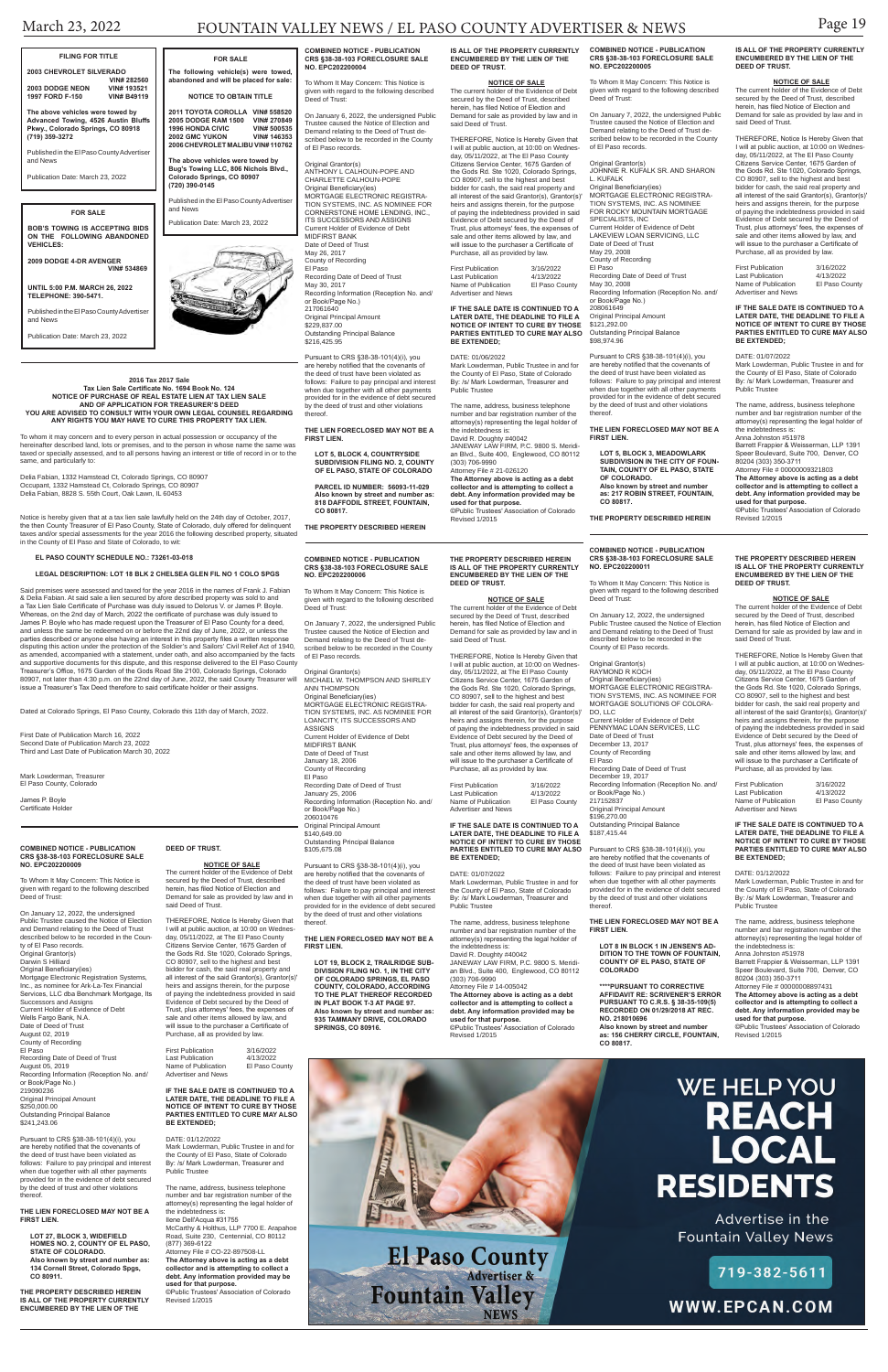## FILING FOR TITLE

**2003 CHEVROLET SILVERADO VIN# 282560**
**2003 DODGE NEON VIN# 193521**
**1997 FORD F-150 VIN# B49119**

**The above vehicles were towed by Advanced Towing, 4526 Austin Bluffs Pkwy., Colorado Springs, CO 80918 (719) 359-3272**

Published in the El Paso County Advertiser and News

Publication Date: March 23, 2022

## FOR SALE

**BOB'S TOWING IS ACCEPTING BIDS ON THE FOLLOWING ABANDONED VEHICLES:**

**2009 DODGE 4-DR AVENGER VIN# 534869**

**UNTIL 5:00 P.M. MARCH 26, 2022**
**TELEPHONE: 390-5471.**

Published in the El Paso County Advertiser and News

Publication Date: March 23, 2022

## FOR SALE

**The following vehicle(s) were towed, abandoned and will be placed for sale:**

**NOTICE TO OBTAIN TITLE**

**2011 TOYOTA COROLLA VIN# 558520**
**2005 DODGE RAM 1500 VIN# 270849**
**1996 HONDA CIVIC VIN# 500535**
**2002 GMC YUKON VIN# 146353**
**2006 CHEVROLET MALIBU VIN# 110762**

**The above vehicles were towed by Bug's Towing LLC, 806 Nichols Blvd., Colorado Springs, CO 80907 (720) 390-0145**

Published in the El Paso County Advertiser and News

Publication Date: March 23, 2022

**2016 Tax 2017 Sale**
**Tax Lien Sale Certificate No. 1694 Book No. 124**
**NOTICE OF PURCHASE OF REAL ESTATE LIEN AT TAX LIEN SALE AND OF APPLICATION FOR TREASURER'S DEED**
**YOU ARE ADVISED TO CONSULT WITH YOUR OWN LEGAL COUNSEL REGARDING ANY RIGHTS YOU MAY HAVE TO CURE THIS PROPERTY TAX LIEN.**

To whom it may concern and to every person in actual possession or occupancy of the hereinafter described land, lots or premises, and to the person in whose name the same was taxed or specially assessed, and to all persons having an interest or title of record in or to the same, and particularly to:

Delia Fabian, 1332 Hamstead Ct, Colorado Springs, CO 80907
Occupant, 1332 Hamstead Ct, Colorado Springs, CO 80907
Delia Fabian, 8828 S. 55th Court, Oak Lawn, IL 60453

Notice is hereby given that at a tax lien sale lawfully held on the 24th day of October, 2017, the then County Treasurer of El Paso County, State of Colorado, duly offered for delinquent taxes and/or special assessments for the year 2016 the following described property, situated in the County of El Paso and State of Colorado, to wit:

**EL PASO COUNTY SCHEDULE NO.: 73261-03-018**

**LEGAL DESCRIPTION: LOT 18 BLK 2 CHELSEA GLEN FIL NO 1 COLO SPGS**

Said premises were assessed and taxed for the year 2016 in the names of Frank J. Fabian & Delia Fabian. At said sale a lien secured by afore described property was sold to and a Tax Lien Sale Certificate of Purchase was duly issued to Delorus V. or James P. Boyle. Whereas, on the 2nd day of March, 2022 the certificate of purchase was duly issued to James P. Boyle who has made request upon the Treasurer of El Paso County for a deed, and unless the same be redeemed on or before the 22nd day of June, 2022, or unless the parties affected or anyone else having an interest in this property files a written response disputing this action under the provision of the Soldier's and Sailors' Civil Relief Act of 1940, as amended, accompanied with a statement, under oath, and also accompanied by the facts and supportive documents for this dispute, and this response delivered to the El Paso County Treasurer's Office, 1675 Garden of the Gods Road Ste 2100, Colorado Springs, Colorado 80907, not later than 4:30 p.m. on the 22nd day of June, 2022, the said County Treasurer will issue a Treasurer's Tax Deed therefore to said certificate holder or their assigns.

Dated at Colorado Springs, El Paso County, Colorado this 11th day of March, 2022.

First Date of Publication March 16, 2022
Second Date of Publication March 23, 2022
Third and Last Date of Publication March 30, 2022

Mark Lowderman, Treasurer
El Paso County, Colorado

James P. Boyle
Certificate Holder

**COMBINED NOTICE - PUBLICATION CRS §38-38-103 FORECLOSURE SALE NO. EPC202200009**

To Whom It May Concern: This Notice is given with regard to the following described Deed of Trust:

On January 12, 2022, the undersigned Public Trustee caused the Notice of Election and Demand relating to the Deed of Trust described below to be recorded in the County of El Paso records.

Original Grantor(s)
Darwin S Hilliard
Original Beneficiary(ies)
Mortgage Electronic Registration Systems, Inc., as nominee for Ark-La-Tex Financial Services, LLC dba Benchmark Mortgage, its Successors and Assigns
Current Holder of Evidence of Debt
Wells Fargo Bank, N.A.
Date of Deed of Trust
August 02, 2019
County of Recording
El Paso
Recording Date of Deed of Trust
August 05, 2019
Recording Information (Reception No. and/ or Book/Page No.)
219090236
Original Principal Amount
$250,000.00
Outstanding Principal Balance
$241,243.06

Pursuant to CRS §38-38-101(4)(i), you are hereby notified that the covenants of the deed of trust have been violated as follows: Failure to pay principal and interest when due together with all other payments provided for in the evidence of debt secured by the deed of trust and other violations thereof.

**THE LIEN FORECLOSED MAY NOT BE A FIRST LIEN.**

**LOT 27, BLOCK 3, WIDEFIELD HOMES NO. 2, COUNTY OF EL PASO, STATE OF COLORADO.**
**Also known by street and number as: 134 Cornell Street, Colorado Spgs, CO 80911.**

**THE PROPERTY DESCRIBED HEREIN IS ALL OF THE PROPERTY CURRENTLY ENCUMBERED BY THE LIEN OF THE DEED OF TRUST.**

**NOTICE OF SALE**

The current holder of the Evidence of Debt secured by the Deed of Trust, described herein, has filed Notice of Election and Demand for sale as provided by law and in said Deed of Trust.

THEREFORE, Notice Is Hereby Given that I will at public auction, at 10:00 on Wednesday, 05/11/2022, at The El Paso County Citizens Service Center, 1675 Garden of the Gods Rd. Ste 1020, Colorado Springs, CO 80907, sell to the highest and best bidder for cash, the said real property and all interest of the said Grantor(s), Grantor(s)' heirs and assigns therein, for the purpose of paying the indebtedness provided in said Evidence of Debt secured by the Deed of Trust, plus attorneys' fees, the expenses of sale and other items allowed by law, and will issue to the purchaser a Certificate of Purchase, all as provided by law.

First Publication 3/16/2022
Last Publication 4/13/2022
Name of Publication El Paso County Advertiser and News

**IF THE SALE DATE IS CONTINUED TO A LATER DATE, THE DEADLINE TO FILE A NOTICE OF INTENT TO CURE BY THOSE PARTIES ENTITLED TO CURE MAY ALSO BE EXTENDED;**

DATE: 01/12/2022
Mark Lowderman, Public Trustee in and for the County of El Paso, State of Colorado
By: /s/ Mark Lowderman, Treasurer and Public Trustee

The name, address, business telephone number and bar registration number of the attorney(s) representing the legal holder of the indebtedness is:
Ilene Dell'Acqua #31755
McCarthy & Holthus, LLP 7700 E. Arapahoe Road, Suite 230, Centennial, CO 80112
(877) 369-6122
Attorney File # CO-22-897508-LL
**The Attorney above is acting as a debt collector and is attempting to collect a debt. Any information provided may be used for that purpose.**
©Public Trustees' Association of Colorado Revised 1/2015

**COMBINED NOTICE - PUBLICATION CRS §38-38-103 FORECLOSURE SALE NO. EPC202200004**

To Whom It May Concern: This Notice is given with regard to the following described Deed of Trust:

On January 6, 2022, the undersigned Public Trustee caused the Notice of Election and Demand relating to the Deed of Trust described below to be recorded in the County of El Paso records.

Original Grantor(s)
ANTHONY L CALHOUN-POPE AND CHARLETTE CALHOUN-POPE
Original Beneficiary(ies)
MORTGAGE ELECTRONIC REGISTRATION SYSTEMS, INC. AS NOMINEE FOR CORNERSTONE HOME LENDING, INC., ITS SUCCESSORS AND ASSIGNS
Current Holder of Evidence of Debt
MIDFIRST BANK
Date of Deed of Trust
May 26, 2017
County of Recording
El Paso
Recording Date of Deed of Trust
May 30, 2017
Recording Information (Reception No. and/ or Book/Page No.)
217061640
Original Principal Amount
$229,837.00
Outstanding Principal Balance
$216,425.95

Pursuant to CRS §38-38-101(4)(i), you are hereby notified that the covenants of the deed of trust have been violated as follows: Failure to pay principal and interest when due together with all other payments provided for in the evidence of debt secured by the deed of trust and other violations thereof.

**THE LIEN FORECLOSED MAY NOT BE A FIRST LIEN.**

**LOT 5, BLOCK 4, COUNTRYSIDE SUBDIVISION FILING NO. 2, COUNTY OF EL PASO, STATE OF COLORADO**

**PARCEL ID NUMBER: 56093-11-029**
**Also known by street and number as: 818 DAFFODIL STREET, FOUNTAIN, CO 80817.**

**THE PROPERTY DESCRIBED HEREIN IS ALL OF THE PROPERTY CURRENTLY ENCUMBERED BY THE LIEN OF THE DEED OF TRUST.**

**NOTICE OF SALE**

The current holder of the Evidence of Debt secured by the Deed of Trust, described herein, has filed Notice of Election and Demand for sale as provided by law and in said Deed of Trust.

THEREFORE, Notice Is Hereby Given that I will at public auction, at 10:00 on Wednesday, 05/11/2022, at The El Paso County Citizens Service Center, 1675 Garden of the Gods Rd. Ste 1020, Colorado Springs, CO 80907, sell to the highest and best bidder for cash, the said real property and all interest of the said Grantor(s), Grantor(s)' heirs and assigns therein, for the purpose of paying the indebtedness provided in said Evidence of Debt secured by the Deed of Trust, plus attorneys' fees, the expenses of sale and other items allowed by law, and will issue to the purchaser a Certificate of Purchase, all as provided by law.

First Publication 3/16/2022
Last Publication 4/13/2022
Name of Publication El Paso County Advertiser and News

**IF THE SALE DATE IS CONTINUED TO A LATER DATE, THE DEADLINE TO FILE A NOTICE OF INTENT TO CURE BY THOSE PARTIES ENTITLED TO CURE MAY ALSO BE EXTENDED;**

DATE: 01/06/2022
Mark Lowderman, Public Trustee in and for the County of El Paso, State of Colorado
By: /s/ Mark Lowderman, Treasurer and Public Trustee

The name, address, business telephone number and bar registration number of the attorney(s) representing the legal holder of the indebtedness is:
David R. Doughty #40042
JANEWAY LAW FIRM, P.C. 9800 S. Meridian Blvd., Suite 400, Englewood, CO 80112
(303) 706-9990
Attorney File # 21-026120
**The Attorney above is acting as a debt collector and is attempting to collect a debt. Any information provided may be used for that purpose.**
©Public Trustees' Association of Colorado Revised 1/2015

**COMBINED NOTICE - PUBLICATION CRS §38-38-103 FORECLOSURE SALE NO. EPC202200006**

To Whom It May Concern: This Notice is given with regard to the following described Deed of Trust:

On January 7, 2022, the undersigned Public Trustee caused the Notice of Election and Demand relating to the Deed of Trust described below to be recorded in the County of El Paso records.

Original Grantor(s)
MICHAEL W. THOMPSON AND SHIRLEY ANN THOMPSON
Original Beneficiary(ies)
MORTGAGE ELECTRONIC REGISTRATION SYSTEMS, INC. AS NOMINEE FOR LOANCITY, ITS SUCCESSORS AND ASSIGNS
Current Holder of Evidence of Debt
MIDFIRST BANK
Date of Deed of Trust
January 18, 2006
County of Recording
El Paso
Recording Date of Deed of Trust
January 25, 2006
Recording Information (Reception No. and/ or Book/Page No.)
206010476
Original Principal Amount
$140,649.00
Outstanding Principal Balance
$105,675.08

Pursuant to CRS §38-38-101(4)(i), you are hereby notified that the covenants of the deed of trust have been violated as follows: Failure to pay principal and interest when due together with all other payments provided for in the evidence of debt secured by the deed of trust and other violations thereof.

**THE LIEN FORECLOSED MAY NOT BE A FIRST LIEN.**

**LOT 19, BLOCK 2, TRAILRIDGE SUBDIVISION FILING NO. 1, IN THE CITY OF COLORADO SPRINGS, EL PASO COUNTY, COLORADO, ACCORDING TO THE PLAT THEREOF RECORDED IN PLAT BOOK T-3 AT PAGE 97.**
**Also known by street and number as: 935 TAMMANY DRIVE, COLORADO SPRINGS, CO 80916.**

**THE PROPERTY DESCRIBED HEREIN IS ALL OF THE PROPERTY CURRENTLY ENCUMBERED BY THE LIEN OF THE DEED OF TRUST.**

**NOTICE OF SALE**

The current holder of the Evidence of Debt secured by the Deed of Trust, described herein, has filed Notice of Election and Demand for sale as provided by law and in said Deed of Trust.

THEREFORE, Notice Is Hereby Given that I will at public auction, at 10:00 on Wednesday, 05/11/2022, at The El Paso County Citizens Service Center, 1675 Garden of the Gods Rd. Ste 1020, Colorado Springs, CO 80907, sell to the highest and best bidder for cash, the said real property and all interest of the said Grantor(s), Grantor(s)' heirs and assigns therein, for the purpose of paying the indebtedness provided in said Evidence of Debt secured by the Deed of Trust, plus attorneys' fees, the expenses of sale and other items allowed by law, and will issue to the purchaser a Certificate of Purchase, all as provided by law.

First Publication 3/16/2022
Last Publication 4/13/2022
Name of Publication El Paso County Advertiser and News

**IF THE SALE DATE IS CONTINUED TO A LATER DATE, THE DEADLINE TO FILE A NOTICE OF INTENT TO CURE BY THOSE PARTIES ENTITLED TO CURE MAY ALSO BE EXTENDED;**

DATE: 01/07/2022
Mark Lowderman, Public Trustee in and for the County of El Paso, State of Colorado
By: /s/ Mark Lowderman, Treasurer and Public Trustee

The name, address, business telephone number and bar registration number of the attorney(s) representing the legal holder of the indebtedness is:
David R. Doughty #40042
JANEWAY LAW FIRM, P.C. 9800 S. Meridian Blvd., Suite 400, Englewood, CO 80112
(303) 706-9990
Attorney File # 14-005042
**The Attorney above is acting as a debt collector and is attempting to collect a debt. Any information provided may be used for that purpose.**
©Public Trustees' Association of Colorado Revised 1/2015

**COMBINED NOTICE - PUBLICATION CRS §38-38-103 FORECLOSURE SALE NO. EPC202200005**

To Whom It May Concern: This Notice is given with regard to the following described Deed of Trust:

On January 7, 2022, the undersigned Public Trustee caused the Notice of Election and Demand relating to the Deed of Trust described below to be recorded in the County of El Paso records.

Original Grantor(s)
JOHNNIE R. KUFALK SR. AND SHARON L. KUFALK
Original Beneficiary(ies)
MORTGAGE ELECTRONIC REGISTRATION SYSTEMS, INC. AS NOMINEE FOR ROCKY MOUNTAIN MORTGAGE SPECIALISTS, INC.
Current Holder of Evidence of Debt
LAKEVIEW LOAN SERVICING, LLC
Date of Deed of Trust
May 29, 2008
County of Recording
El Paso
Recording Date of Deed of Trust
May 30, 2008
Recording Information (Reception No. and/ or Book/Page No.)
208061649
Original Principal Amount
$121,292.00
Outstanding Principal Balance
$98,974.96

Pursuant to CRS §38-38-101(4)(i), you are hereby notified that the covenants of the deed of trust have been violated as follows: Failure to pay principal and interest when due together with all other payments provided for in the evidence of debt secured by the deed of trust and other violations thereof.

**THE LIEN FORECLOSED MAY NOT BE A FIRST LIEN.**

**LOT 5, BLOCK 3, MEADOWLARK SUBDIVISION IN THE CITY OF FOUNTAIN, COUNTY OF EL PASO, STATE OF COLORADO.**
**Also known by street and number as: 217 ROBIN STREET, FOUNTAIN, CO 80817.**

**THE PROPERTY DESCRIBED HEREIN IS ALL OF THE PROPERTY CURRENTLY ENCUMBERED BY THE LIEN OF THE DEED OF TRUST.**

**NOTICE OF SALE**

The current holder of the Evidence of Debt secured by the Deed of Trust, described herein, has filed Notice of Election and Demand for sale as provided by law and in said Deed of Trust.

THEREFORE, Notice Is Hereby Given that I will at public auction, at 10:00 on Wednesday, 05/11/2022, at The El Paso County Citizens Service Center, 1675 Garden of the Gods Rd. Ste 1020, Colorado Springs, CO 80907, sell to the highest and best bidder for cash, the said real property and all interest of the said Grantor(s), Grantor(s)' heirs and assigns therein, for the purpose of paying the indebtedness provided in said Evidence of Debt secured by the Deed of Trust, plus attorneys' fees, the expenses of sale and other items allowed by law, and will issue to the purchaser a Certificate of Purchase, all as provided by law.

First Publication 3/16/2022
Last Publication 4/13/2022
Name of Publication El Paso County Advertiser and News

**IF THE SALE DATE IS CONTINUED TO A LATER DATE, THE DEADLINE TO FILE A NOTICE OF INTENT TO CURE BY THOSE PARTIES ENTITLED TO CURE MAY ALSO BE EXTENDED;**

DATE: 01/07/2022
Mark Lowderman, Public Trustee in and for the County of El Paso, State of Colorado
By: /s/ Mark Lowderman, Treasurer and Public Trustee

The name, address, business telephone number and bar registration number of the attorney(s) representing the legal holder of the indebtedness is:
Anna Johnston #51978
Barrett Frappier & Weisserman, LLP 1391 Speer Boulevard, Suite 700, Denver, CO 80204 (303) 350-3711
Attorney File # 00000009321803
**The Attorney above is acting as a debt collector and is attempting to collect a debt. Any information provided may be used for that purpose.**
©Public Trustees' Association of Colorado Revised 1/2015

**COMBINED NOTICE - PUBLICATION CRS §38-38-103 FORECLOSURE SALE NO. EPC202200011**

To Whom It May Concern: This Notice is given with regard to the following described Deed of Trust:

On January 12, 2022, the undersigned Public Trustee caused the Notice of Election and Demand relating to the Deed of Trust described below to be recorded in the County of El Paso records.

Original Grantor(s)
RAYMOND R KOCH
Original Beneficiary(ies)
MORTGAGE ELECTRONIC REGISTRATION SYSTEMS, INC. AS NOMINEE FOR MORTGAGE SOLUTIONS OF COLORADO, LLC
Current Holder of Evidence of Debt
PENNYMAC LOAN SERVICES, LLC
Date of Deed of Trust
December 13, 2017
County of Recording
El Paso
Recording Date of Deed of Trust
December 19, 2017
Recording Information (Reception No. and/ or Book/Page No.)
217152837
Original Principal Amount
$196,270.00
Outstanding Principal Balance
$187,415.44

Pursuant to CRS §38-38-101(4)(i), you are hereby notified that the covenants of the deed of trust have been violated as follows: Failure to pay principal and interest when due together with all other payments provided for in the evidence of debt secured by the deed of trust and other violations thereof.

**THE LIEN FORECLOSED MAY NOT BE A FIRST LIEN.**

**LOT 8 IN BLOCK 1 IN JENSEN'S ADDITION TO THE TOWN OF FOUNTAIN, COUNTY OF EL PASO, STATE OF COLORADO**

**\*\*\*\*PURSUANT TO CORRECTIVE AFFIDAVIT RE: SCRIVENER'S ERROR PURSUANT TO C.R.S. § 38-35-109(5) RECORDED ON 01/29/2018 AT REC. NO. 218010696**
**Also known by street and number as: 156 CHERRY CIRCLE, FOUNTAIN, CO 80817.**

**THE PROPERTY DESCRIBED HEREIN IS ALL OF THE PROPERTY CURRENTLY ENCUMBERED BY THE LIEN OF THE DEED OF TRUST.**

**NOTICE OF SALE**

The current holder of the Evidence of Debt secured by the Deed of Trust, described herein, has filed Notice of Election and Demand for sale as provided by law and in said Deed of Trust.

THEREFORE, Notice Is Hereby Given that I will at public auction, at 10:00 on Wednesday, 05/11/2022, at The El Paso County Citizens Service Center, 1675 Garden of the Gods Rd. Ste 1020, Colorado Springs, CO 80907, sell to the highest and best bidder for cash, the said real property and all interest of the said Grantor(s), Grantor(s)' heirs and assigns therein, for the purpose of paying the indebtedness provided in said Evidence of Debt secured by the Deed of Trust, plus attorneys' fees, the expenses of sale and other items allowed by law, and will issue to the purchaser a Certificate of Purchase, all as provided by law.

First Publication 3/16/2022
Last Publication 4/13/2022
Name of Publication El Paso County Advertiser and News

**IF THE SALE DATE IS CONTINUED TO A LATER DATE, THE DEADLINE TO FILE A NOTICE OF INTENT TO CURE BY THOSE PARTIES ENTITLED TO CURE MAY ALSO BE EXTENDED;**

DATE: 01/12/2022
Mark Lowderman, Public Trustee in and for the County of El Paso, State of Colorado
By: /s/ Mark Lowderman, Treasurer and Public Trustee

The name, address, business telephone number and bar registration number of the attorney(s) representing the legal holder of the indebtedness is:
Anna Johnston #51978
Barrett Frappier & Weisserman, LLP 1391 Speer Boulevard, Suite 700, Denver, CO 80204 (303) 350-3711
Attorney File # 00000008897431
**The Attorney above is acting as a debt collector and is attempting to collect a debt. Any information provided may be used for that purpose.**
©Public Trustees' Association of Colorado Revised 1/2015

WE HELP YOU
**REACH LOCAL RESIDENTS**
Advertise in the Fountain Valley News
719-382-5611
WWW.EPCAN.COM